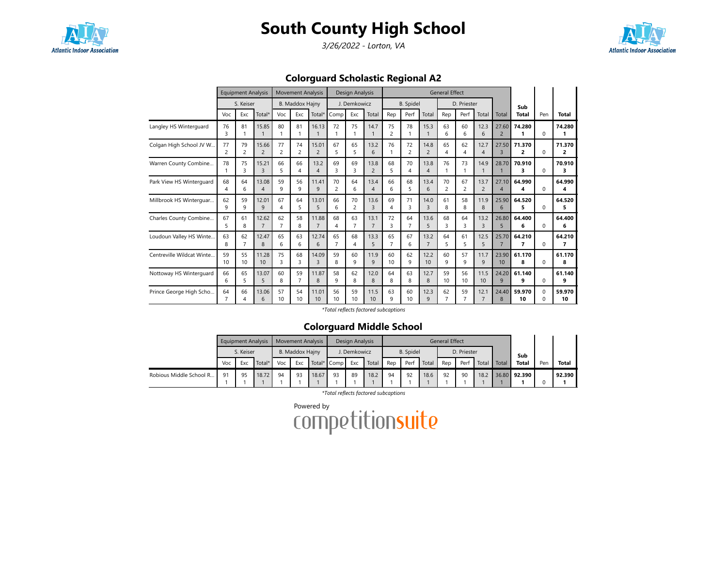# South County High School

*3/26/2022 - Lorton, VA*

## Colorguard Scholastic Regional A2

| | Equipment Analysis | | | Movement Analysis | | | Design Analysis | | | General Effect | | | | | | | Sub Total | Pen | Total |
|---|---|---|---|---|---|---|---|---|---|---|---|---|---|---|---|---|---|---|---|
| | S. Keiser | | | B. Maddox Hajny | | | J. Demkowicz | | | B. Spidel | | | D. Priester | | | | | | |
| | Voc | Exc | Total* | Voc | Exc | Total* | Comp | Exc | Total | Rep | Perf | Total | Rep | Perf | Total | Total | | | |
| Langley HS Winterguard | 76 3 | 81 1 | 15.85 1 | 80 1 | 81 1 | 16.13 1 | 72 1 | 75 1 | 14.7 1 | 75 2 | 78 1 | 15.3 1 | 63 6 | 60 6 | 12.3 6 | 27.60 2 | 74.280 1 | 0 | 74.280 1 |
| Colgan High School JV W... | 77 2 | 79 2 | 15.66 2 | 77 2 | 74 2 | 15.01 2 | 67 5 | 65 5 | 13.2 6 | 76 1 | 72 2 | 14.8 2 | 65 4 | 62 4 | 12.7 4 | 27.50 3 | 71.370 2 | 0 | 71.370 2 |
| Warren County Combine... | 78 1 | 75 3 | 15.21 3 | 66 5 | 66 4 | 13.2 4 | 69 3 | 69 3 | 13.8 2 | 68 5 | 70 4 | 13.8 4 | 76 1 | 73 1 | 14.9 1 | 28.70 1 | 70.910 3 | 0 | 70.910 3 |
| Park View HS Winterguard | 68 4 | 64 6 | 13.08 4 | 59 9 | 56 9 | 11.41 9 | 70 2 | 64 6 | 13.4 4 | 66 6 | 68 5 | 13.4 6 | 70 2 | 67 2 | 13.7 2 | 27.10 4 | 64.990 4 | 0 | 64.990 4 |
| Millbrook HS Winterguar... | 62 9 | 59 9 | 12.01 9 | 67 4 | 64 5 | 13.01 5 | 66 6 | 70 2 | 13.6 3 | 69 4 | 71 3 | 14.0 3 | 61 8 | 58 8 | 11.9 8 | 25.90 6 | 64.520 5 | 0 | 64.520 5 |
| Charles County Combine... | 67 5 | 61 8 | 12.62 7 | 62 7 | 58 8 | 11.88 7 | 68 4 | 63 7 | 13.1 7 | 72 3 | 64 7 | 13.6 5 | 68 3 | 64 3 | 13.2 3 | 26.80 5 | 64.400 6 | 0 | 64.400 6 |
| Loudoun Valley HS Winte... | 63 8 | 62 7 | 12.47 8 | 65 6 | 63 6 | 12.74 6 | 65 7 | 68 4 | 13.3 5 | 65 7 | 67 6 | 13.2 7 | 64 5 | 61 5 | 12.5 5 | 25.70 7 | 64.210 7 | 0 | 64.210 7 |
| Centreville Wildcat Winte... | 59 10 | 55 10 | 11.28 10 | 75 3 | 68 3 | 14.09 3 | 59 8 | 60 9 | 11.9 9 | 60 10 | 62 9 | 12.2 10 | 60 9 | 57 9 | 11.7 9 | 23.90 10 | 61.170 8 | 0 | 61.170 8 |
| Nottoway HS Winterguard | 66 6 | 65 5 | 13.07 5 | 60 8 | 59 7 | 11.87 8 | 58 9 | 62 8 | 12.0 8 | 64 8 | 63 8 | 12.7 8 | 59 10 | 56 10 | 11.5 10 | 24.20 9 | 61.140 9 | 0 | 61.140 9 |
| Prince George High Scho... | 64 7 | 66 4 | 13.06 6 | 57 10 | 54 10 | 11.01 10 | 56 10 | 59 10 | 11.5 10 | 63 9 | 60 10 | 12.3 9 | 62 7 | 59 7 | 12.1 7 | 24.40 8 | 59.970 10 | 0 0 | 59.970 10 |

*Total reflects factored subcaptions

## Colorguard Middle School

| | Equipment Analysis | | | Movement Analysis | | | Design Analysis | | | General Effect | | | | | | | Sub Total | Pen | Total |
|---|---|---|---|---|---|---|---|---|---|---|---|---|---|---|---|---|---|---|---|
| | S. Keiser | | | B. Maddox Hajny | | | J. Demkowicz | | | B. Spidel | | | D. Priester | | | | | | |
| | Voc | Exc | Total* | Voc | Exc | Total* | Comp | Exc | Total | Rep | Perf | Total | Rep | Perf | Total | Total | | | |
| Robious Middle School R... | 91 1 | 95 1 | 18.72 1 | 94 1 | 93 1 | 18.67 1 | 93 1 | 89 1 | 18.2 1 | 94 1 | 92 1 | 18.6 1 | 92 1 | 90 1 | 18.2 1 | 36.80 1 | 92.390 1 | 0 | 92.390 1 |

*Total reflects factored subcaptions

Powered by competitionsuite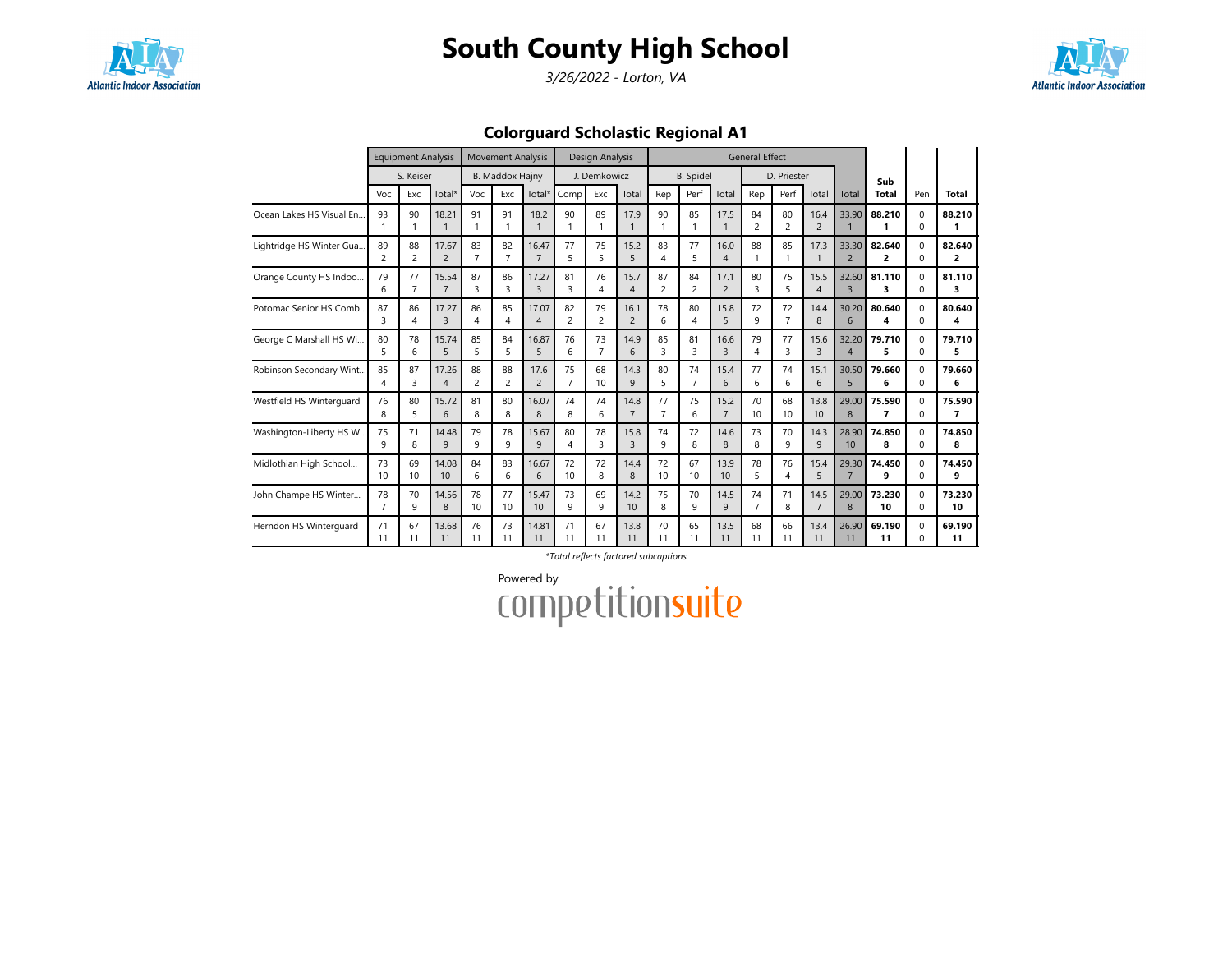# South County High School

*3/26/2022 - Lorton, VA*

## Colorguard Scholastic Regional A1

| | Equipment Analysis | | | Movement Analysis | | | Design Analysis | | | General Effect | | | | | | | Sub Total | Pen | Total |
|---|---|---|---|---|---|---|---|---|---|---|---|---|---|---|---|---|---|---|---|
| | S. Keiser | | | B. Maddox Hajny | | | J. Demkowicz | | | B. Spidel | | | D. Priester | | | | | | |
| | Voc | Exc | Total* | Voc | Exc | Total* | Comp | Exc | Total | Rep | Perf | Total | Rep | Perf | Total | Total | | | |
| Ocean Lakes HS Visual En... | 93<br>1 | 90<br>1 | 18.21<br>1 | 91<br>1 | 91<br>1 | 18.2<br>1 | 90<br>1 | 89<br>1 | 17.9<br>1 | 90<br>1 | 85<br>1 | 17.5<br>1 | 84<br>2 | 80<br>2 | 16.4<br>2 | 33.90<br>1 | **88.210**<br>**1** | 0<br>0 | **88.210**<br>**1** |
| Lightridge HS Winter Gua... | 89<br>2 | 88<br>2 | 17.67<br>2 | 83<br>7 | 82<br>7 | 16.47<br>7 | 77<br>5 | 75<br>5 | 15.2<br>5 | 83<br>4 | 77<br>5 | 16.0<br>4 | 88<br>1 | 85<br>1 | 17.3<br>1 | 33.30<br>2 | **82.640**<br>**2** | 0<br>0 | **82.640**<br>**2** |
| Orange County HS Indoo... | 79<br>6 | 77<br>7 | 15.54<br>7 | 87<br>3 | 86<br>3 | 17.27<br>3 | 81<br>3 | 76<br>4 | 15.7<br>4 | 87<br>2 | 84<br>2 | 17.1<br>2 | 80<br>3 | 75<br>5 | 15.5<br>4 | 32.60<br>3 | **81.110**<br>**3** | 0<br>0 | **81.110**<br>**3** |
| Potomac Senior HS Comb... | 87<br>3 | 86<br>4 | 17.27<br>3 | 86<br>4 | 85<br>4 | 17.07<br>4 | 82<br>2 | 79<br>2 | 16.1<br>2 | 78<br>6 | 80<br>4 | 15.8<br>5 | 72<br>9 | 72<br>7 | 14.4<br>8 | 30.20<br>6 | **80.640**<br>**4** | 0<br>0 | **80.640**<br>**4** |
| George C Marshall HS Wi... | 80<br>5 | 78<br>6 | 15.74<br>5 | 85<br>5 | 84<br>5 | 16.87<br>5 | 76<br>6 | 73<br>7 | 14.9<br>6 | 85<br>3 | 81<br>3 | 16.6<br>3 | 79<br>4 | 77<br>3 | 15.6<br>3 | 32.20<br>4 | **79.710**<br>**5** | 0<br>0 | **79.710**<br>**5** |
| Robinson Secondary Wint... | 85<br>4 | 87<br>3 | 17.26<br>4 | 88<br>2 | 88<br>2 | 17.6<br>2 | 75<br>7 | 68<br>10 | 14.3<br>9 | 80<br>5 | 74<br>7 | 15.4<br>6 | 77<br>6 | 74<br>6 | 15.1<br>6 | 30.50<br>5 | **79.660**<br>**6** | 0<br>0 | **79.660**<br>**6** |
| Westfield HS Winterguard | 76<br>8 | 80<br>5 | 15.72<br>6 | 81<br>8 | 80<br>8 | 16.07<br>8 | 74<br>8 | 74<br>6 | 14.8<br>7 | 77<br>7 | 75<br>6 | 15.2<br>7 | 70<br>10 | 68<br>10 | 13.8<br>10 | 29.00<br>8 | **75.590**<br>**7** | 0<br>0 | **75.590**<br>**7** |
| Washington-Liberty HS W... | 75<br>9 | 71<br>8 | 14.48<br>9 | 79<br>9 | 78<br>9 | 15.67<br>9 | 80<br>4 | 78<br>3 | 15.8<br>3 | 74<br>9 | 72<br>8 | 14.6<br>8 | 73<br>8 | 70<br>9 | 14.3<br>9 | 28.90<br>10 | **74.850**<br>**8** | 0<br>0 | **74.850**<br>**8** |
| Midlothian High School... | 73<br>10 | 69<br>10 | 14.08<br>10 | 84<br>6 | 83<br>6 | 16.67<br>6 | 72<br>10 | 72<br>8 | 14.4<br>8 | 72<br>10 | 67<br>10 | 13.9<br>10 | 78<br>5 | 76<br>4 | 15.4<br>5 | 29.30<br>7 | **74.450**<br>**9** | 0<br>0 | **74.450**<br>**9** |
| John Champe HS Winter... | 78<br>7 | 70<br>9 | 14.56<br>8 | 78<br>10 | 77<br>10 | 15.47<br>10 | 73<br>9 | 69<br>9 | 14.2<br>10 | 75<br>8 | 70<br>9 | 14.5<br>9 | 74<br>7 | 71<br>8 | 14.5<br>7 | 29.00<br>8 | **73.230**<br>**10** | 0<br>0 | **73.230**<br>**10** |
| Herndon HS Winterguard | 71<br>11 | 67<br>11 | 13.68<br>11 | 76<br>11 | 73<br>11 | 14.81<br>11 | 71<br>11 | 67<br>11 | 13.8<br>11 | 70<br>11 | 65<br>11 | 13.5<br>11 | 68<br>11 | 66<br>11 | 13.4<br>11 | 26.90<br>11 | **69.190**<br>**11** | 0<br>0 | **69.190**<br>**11** |

*Total reflects factored subcaptions

Powered by competitionsuite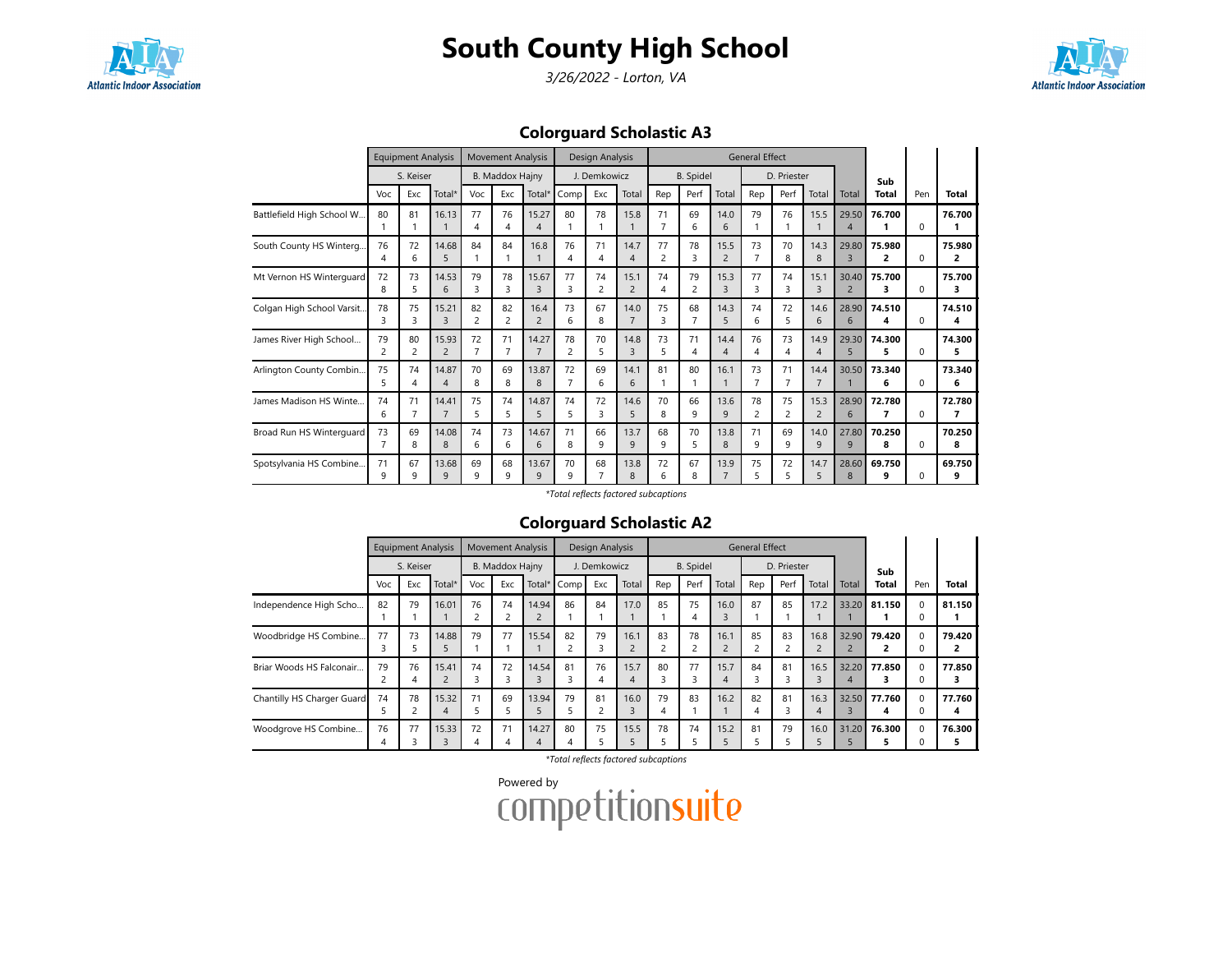# South County High School

*3/26/2022 - Lorton, VA*

## Colorguard Scholastic A3

| | Equipment Analysis | | | Movement Analysis | | | Design Analysis | | | General Effect | | | | | | | | | |
|---|---|---|---|---|---|---|---|---|---|---|---|---|---|---|---|---|---|---|---|
| | S. Keiser | | | B. Maddox Hajny | | | J. Demkowicz | | | B. Spidel | | | D. Priester | | | | Sub | | |
| | Voc | Exc | Total* | Voc | Exc | Total* | Comp | Exc | Total | Rep | Perf | Total | Rep | Perf | Total | Total | Total | Pen | Total |
| Battlefield High School W... | 80 1 | 81 1 | 16.13 1 | 77 4 | 76 4 | 15.27 4 | 80 1 | 78 1 | 15.8 1 | 71 7 | 69 6 | 14.0 6 | 79 1 | 76 1 | 15.5 1 | 29.50 4 | **76.700 1** | 0 | **76.700 1** |
| South County HS Winterg... | 76 4 | 72 6 | 14.68 5 | 84 1 | 84 1 | 16.8 1 | 76 4 | 71 4 | 14.7 4 | 77 2 | 78 3 | 15.5 2 | 73 7 | 70 8 | 14.3 8 | 29.80 3 | **75.980 2** | 0 | **75.980 2** |
| Mt Vernon HS Winterguard | 72 8 | 73 5 | 14.53 6 | 79 3 | 78 3 | 15.67 3 | 77 3 | 74 2 | 15.1 2 | 74 4 | 79 2 | 15.3 3 | 77 3 | 74 3 | 15.1 3 | 30.40 2 | **75.700 3** | 0 | **75.700 3** |
| Colgan High School Varsit... | 78 3 | 75 3 | 15.21 3 | 82 2 | 82 2 | 16.4 2 | 73 6 | 67 8 | 14.0 7 | 75 3 | 68 7 | 14.3 5 | 74 6 | 72 5 | 14.6 6 | 28.90 6 | **74.510 4** | 0 | **74.510 4** |
| James River High School... | 79 2 | 80 2 | 15.93 2 | 72 7 | 71 7 | 14.27 7 | 78 2 | 70 5 | 14.8 3 | 73 5 | 71 4 | 14.4 4 | 76 4 | 73 4 | 14.9 4 | 29.30 5 | **74.300 5** | 0 | **74.300 5** |
| Arlington County Combin... | 75 5 | 74 4 | 14.87 4 | 70 8 | 69 8 | 13.87 8 | 72 7 | 69 6 | 14.1 6 | 81 1 | 80 1 | 16.1 1 | 73 7 | 71 7 | 14.4 7 | 30.50 1 | **73.340 6** | 0 | **73.340 6** |
| James Madison HS Winte... | 74 6 | 71 7 | 14.41 7 | 75 5 | 74 5 | 14.87 5 | 74 5 | 72 3 | 14.6 5 | 70 8 | 66 9 | 13.6 9 | 78 2 | 75 2 | 15.3 2 | 28.90 6 | **72.780 7** | 0 | **72.780 7** |
| Broad Run HS Winterguard | 73 7 | 69 8 | 14.08 8 | 74 6 | 73 6 | 14.67 6 | 71 8 | 66 9 | 13.7 9 | 68 9 | 70 5 | 13.8 8 | 71 9 | 69 9 | 14.0 9 | 27.80 9 | **70.250 8** | 0 | **70.250 8** |
| Spotsylvania HS Combine... | 71 9 | 67 9 | 13.68 9 | 69 9 | 68 9 | 13.67 9 | 70 9 | 68 7 | 13.8 8 | 72 6 | 67 8 | 13.9 7 | 75 5 | 72 5 | 14.7 5 | 28.60 8 | **69.750 9** | 0 | **69.750 9** |

*\*Total reflects factored subcaptions*

## Colorguard Scholastic A2

| | Equipment Analysis | | | Movement Analysis | | | Design Analysis | | | General Effect | | | | | | | | | |
|---|---|---|---|---|---|---|---|---|---|---|---|---|---|---|---|---|---|---|---|
| | S. Keiser | | | B. Maddox Hajny | | | J. Demkowicz | | | B. Spidel | | | D. Priester | | | | Sub | | |
| | Voc | Exc | Total* | Voc | Exc | Total* | Comp | Exc | Total | Rep | Perf | Total | Rep | Perf | Total | Total | Total | Pen | Total |
| Independence High Scho... | 82 1 | 79 1 | 16.01 1 | 76 2 | 74 2 | 14.94 2 | 86 1 | 84 1 | 17.0 1 | 85 1 | 75 4 | 16.0 3 | 87 1 | 85 1 | 17.2 1 | 33.20 1 | **81.150 1** | 0 0 | **81.150 1** |
| Woodbridge HS Combine... | 77 3 | 73 5 | 14.88 5 | 79 1 | 77 1 | 15.54 1 | 82 2 | 79 3 | 16.1 2 | 83 2 | 78 2 | 16.1 2 | 85 2 | 83 2 | 16.8 2 | 32.90 2 | **79.420 2** | 0 0 | **79.420 2** |
| Briar Woods HS Falconair... | 79 2 | 76 4 | 15.41 2 | 74 3 | 72 3 | 14.54 3 | 81 3 | 76 4 | 15.7 4 | 80 3 | 77 3 | 15.7 4 | 84 3 | 81 3 | 16.5 3 | 32.20 4 | **77.850 3** | 0 0 | **77.850 3** |
| Chantilly HS Charger Guard | 74 5 | 78 2 | 15.32 4 | 71 5 | 69 5 | 13.94 5 | 79 5 | 81 2 | 16.0 3 | 79 4 | 83 1 | 16.2 1 | 82 4 | 81 3 | 16.3 4 | 32.50 3 | **77.760 4** | 0 0 | **77.760 4** |
| Woodgrove HS Combine... | 76 4 | 77 3 | 15.33 3 | 72 4 | 71 4 | 14.27 4 | 80 4 | 75 5 | 15.5 5 | 78 5 | 74 5 | 15.2 5 | 81 5 | 79 5 | 16.0 5 | 31.20 5 | **76.300 5** | 0 0 | **76.300 5** |

*\*Total reflects factored subcaptions*

Powered by competitionsuite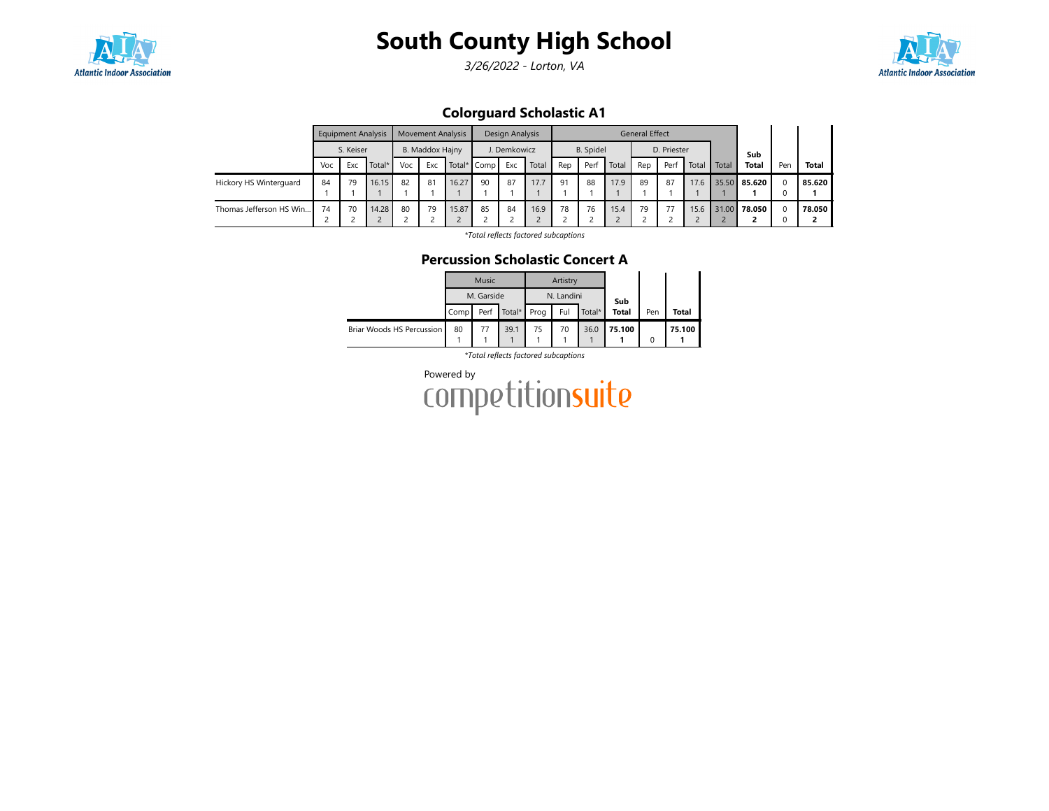# South County High School

*3/26/2022 - Lorton, VA*

## Colorguard Scholastic A1

| | Equipment Analysis | | | Movement Analysis | | | Design Analysis | | | General Effect | | | | | | | | | | |
|---|---|---|---|---|---|---|---|---|---|---|---|---|---|---|---|---|---|---|---|---|
| | S. Keiser | | | B. Maddox Hajny | | | J. Demkowicz | | | B. Spidel | | | D. Priester | | | | | | | |
| | Voc | Exc | Total* | Voc | Exc | Total* | Comp | Exc | Total | Rep | Perf | Total | Rep | Perf | Total | Total | Sub Total | Pen | Total |
| Hickory HS Winterguard | 84<br>1 | 79<br>1 | 16.15<br>1 | 82<br>1 | 81<br>1 | 16.27<br>1 | 90<br>1 | 87<br>1 | 17.7<br>1 | 91<br>1 | 88<br>1 | 17.9<br>1 | 89<br>1 | 87<br>1 | 17.6<br>1 | 35.50<br>1 | **85.620**<br>**1** | 0<br>0 | **85.620**<br>**1** |
| Thomas Jefferson HS Win... | 74<br>2 | 70<br>2 | 14.28<br>2 | 80<br>2 | 79<br>2 | 15.87<br>2 | 85<br>2 | 84<br>2 | 16.9<br>2 | 78<br>2 | 76<br>2 | 15.4<br>2 | 79<br>2 | 77<br>2 | 15.6<br>2 | 31.00<br>2 | **78.050**<br>**2** | 0<br>0 | **78.050**<br>**2** |

*\*Total reflects factored subcaptions*

## Percussion Scholastic Concert A

| | Music | | | Artistry | | | | | |
|---|---|---|---|---|---|---|---|---|---|
| | M. Garside | | | N. Landini | | | | | |
| | Comp | Perf | Total* | Prog | Ful | Total* | Sub Total | Pen | Total |
| Briar Woods HS Percussion | 80<br>1 | 77<br>1 | 39.1<br>1 | 75<br>1 | 70<br>1 | 36.0<br>1 | **75.100**<br>**1** | 0 | **75.100**<br>**1** |

*\*Total reflects factored subcaptions*

Powered by competitionsuite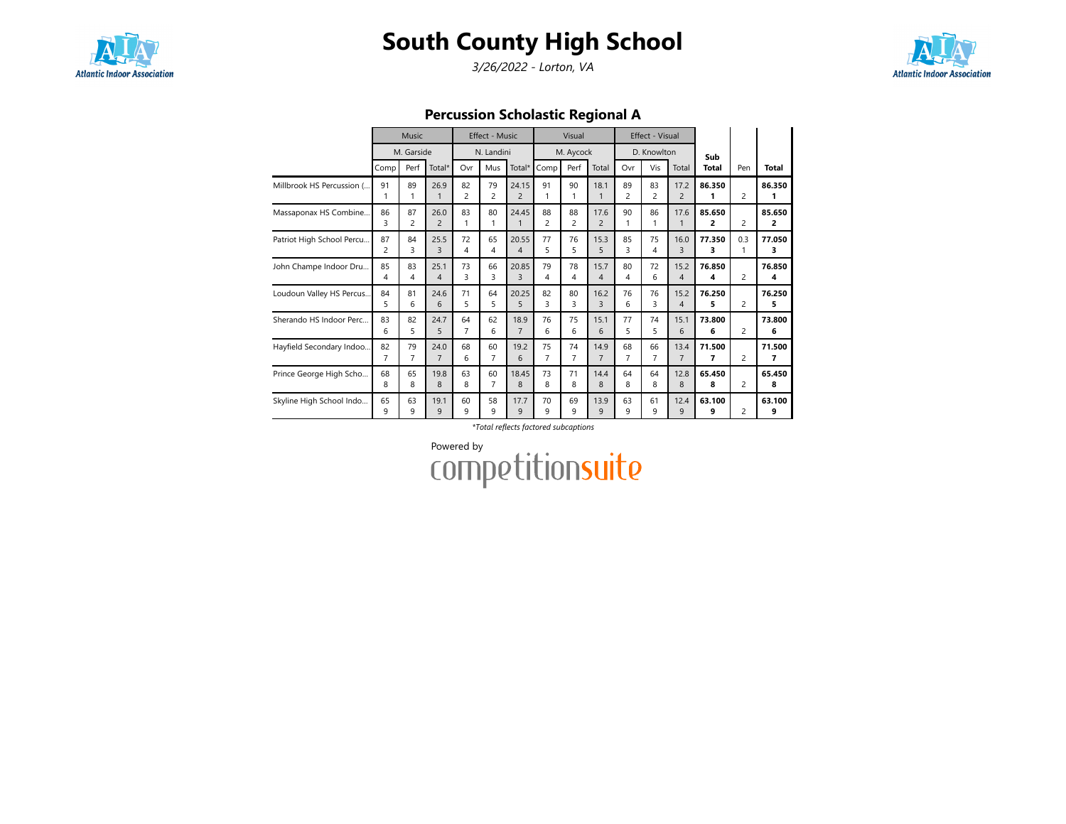# South County High School

*3/26/2022 - Lorton, VA*

## Percussion Scholastic Regional A

| | Music | | | Effect - Music | | | Visual | | | Effect - Visual | | | Sub Total | Pen | Total |
|---|---|---|---|---|---|---|---|---|---|---|---|---|---|---|---|
| | M. Garside | | | N. Landini | | | M. Aycock | | | D. Knowlton | | | | | |
| | Comp | Perf | Total* | Ovr | Mus | Total* | Comp | Perf | Total | Ovr | Vis | Total | | | |
| Millbrook HS Percussion (... | 91<br>1 | 89<br>1 | 26.9<br>1 | 82<br>2 | 79<br>2 | 24.15<br>2 | 91<br>1 | 90<br>1 | 18.1<br>1 | 89<br>2 | 83<br>2 | 17.2<br>2 | **86.350**<br>**1** | 2 | **86.350**<br>**1** |
| Massaponax HS Combine... | 86<br>3 | 87<br>2 | 26.0<br>2 | 83<br>1 | 80<br>1 | 24.45<br>1 | 88<br>2 | 88<br>2 | 17.6<br>2 | 90<br>1 | 86<br>1 | 17.6<br>1 | **85.650**<br>**2** | 2 | **85.650**<br>**2** |
| Patriot High School Percu... | 87<br>2 | 84<br>3 | 25.5<br>3 | 72<br>4 | 65<br>4 | 20.55<br>4 | 77<br>5 | 76<br>5 | 15.3<br>5 | 85<br>3 | 75<br>4 | 16.0<br>3 | **77.350**<br>**3** | 0.3<br>1 | **77.050**<br>**3** |
| John Champe Indoor Dru... | 85<br>4 | 83<br>4 | 25.1<br>4 | 73<br>3 | 66<br>3 | 20.85<br>3 | 79<br>4 | 78<br>4 | 15.7<br>4 | 80<br>4 | 72<br>6 | 15.2<br>4 | **76.850**<br>**4** | 2 | **76.850**<br>**4** |
| Loudoun Valley HS Percus... | 84<br>5 | 81<br>6 | 24.6<br>6 | 71<br>5 | 64<br>5 | 20.25<br>5 | 82<br>3 | 80<br>3 | 16.2<br>3 | 76<br>6 | 76<br>3 | 15.2<br>4 | **76.250**<br>**5** | 2 | **76.250**<br>**5** |
| Sherando HS Indoor Perc... | 83<br>6 | 82<br>5 | 24.7<br>5 | 64<br>7 | 62<br>6 | 18.9<br>7 | 76<br>6 | 75<br>6 | 15.1<br>6 | 77<br>5 | 74<br>5 | 15.1<br>6 | **73.800**<br>**6** | 2 | **73.800**<br>**6** |
| Hayfield Secondary Indoo... | 82<br>7 | 79<br>7 | 24.0<br>7 | 68<br>6 | 60<br>7 | 19.2<br>6 | 75<br>7 | 74<br>7 | 14.9<br>7 | 68<br>7 | 66<br>7 | 13.4<br>7 | **71.500**<br>**7** | 2 | **71.500**<br>**7** |
| Prince George High Scho... | 68<br>8 | 65<br>8 | 19.8<br>8 | 63<br>8 | 60<br>7 | 18.45<br>8 | 73<br>8 | 71<br>8 | 14.4<br>8 | 64<br>8 | 64<br>8 | 12.8<br>8 | **65.450**<br>**8** | 2 | **65.450**<br>**8** |
| Skyline High School Indo... | 65<br>9 | 63<br>9 | 19.1<br>9 | 60<br>9 | 58<br>9 | 17.7<br>9 | 70<br>9 | 69<br>9 | 13.9<br>9 | 63<br>9 | 61<br>9 | 12.4<br>9 | **63.100**<br>**9** | 2 | **63.100**<br>**9** |

*\*Total reflects factored subcaptions*

Powered by competitionsuite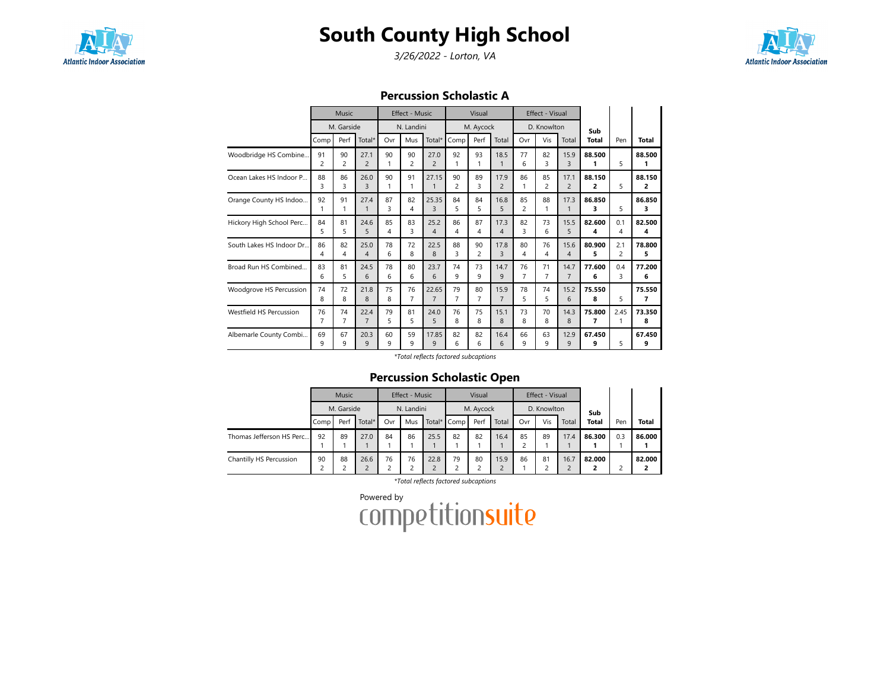# South County High School

*3/26/2022 - Lorton, VA*

## Percussion Scholastic A

| | Music | | | Effect - Music | | | Visual | | | Effect - Visual | | | Sub Total | Pen | Total |
|---|---|---|---|---|---|---|---|---|---|---|---|---|---|---|---|
| | M. Garside | | | N. Landini | | | M. Aycock | | | D. Knowlton | | | | | |
| | Comp | Perf | Total* | Ovr | Mus | Total* | Comp | Perf | Total | Ovr | Vis | Total | | | |
| Woodbridge HS Combine... | 91<br>2 | 90<br>2 | 27.1<br>2 | 90<br>1 | 90<br>2 | 27.0<br>2 | 92<br>1 | 93<br>1 | 18.5<br>1 | 77<br>6 | 82<br>3 | 15.9<br>3 | **88.500**<br>**1** | 5 | **88.500**<br>**1** |
| Ocean Lakes HS Indoor P... | 88<br>3 | 86<br>3 | 26.0<br>3 | 90<br>1 | 91<br>1 | 27.15<br>1 | 90<br>2 | 89<br>3 | 17.9<br>2 | 86<br>1 | 85<br>2 | 17.1<br>2 | **88.150**<br>**2** | 5 | **88.150**<br>**2** |
| Orange County HS Indoo... | 92<br>1 | 91<br>1 | 27.4<br>1 | 87<br>3 | 82<br>4 | 25.35<br>3 | 84<br>5 | 84<br>5 | 16.8<br>5 | 85<br>2 | 88<br>1 | 17.3<br>1 | **86.850**<br>**3** | 5 | **86.850**<br>**3** |
| Hickory High School Perc... | 84<br>5 | 81<br>5 | 24.6<br>5 | 85<br>4 | 83<br>3 | 25.2<br>4 | 86<br>4 | 87<br>4 | 17.3<br>4 | 82<br>3 | 73<br>6 | 15.5<br>5 | **82.600**<br>**4** | 0.1<br>4 | **82.500**<br>**4** |
| South Lakes HS Indoor Dr... | 86<br>4 | 82<br>4 | 25.0<br>4 | 78<br>6 | 72<br>8 | 22.5<br>8 | 88<br>3 | 90<br>2 | 17.8<br>3 | 80<br>4 | 76<br>4 | 15.6<br>4 | **80.900**<br>**5** | 2.1<br>2 | **78.800**<br>**5** |
| Broad Run HS Combined... | 83<br>6 | 81<br>5 | 24.5<br>6 | 78<br>6 | 80<br>6 | 23.7<br>6 | 74<br>9 | 73<br>9 | 14.7<br>9 | 76<br>7 | 71<br>7 | 14.7<br>7 | **77.600**<br>**6** | 0.4<br>3 | **77.200**<br>**6** |
| Woodgrove HS Percussion | 74<br>8 | 72<br>8 | 21.8<br>8 | 75<br>8 | 76<br>7 | 22.65<br>7 | 79<br>7 | 80<br>7 | 15.9<br>7 | 78<br>5 | 74<br>5 | 15.2<br>6 | **75.550**<br>**8** | 5 | **75.550**<br>**7** |
| Westfield HS Percussion | 76<br>7 | 74<br>7 | 22.4<br>7 | 79<br>5 | 81<br>5 | 24.0<br>5 | 76<br>8 | 75<br>8 | 15.1<br>8 | 73<br>8 | 70<br>8 | 14.3<br>8 | **75.800**<br>**7** | 2.45<br>1 | **73.350**<br>**8** |
| Albemarle County Combi... | 69<br>9 | 67<br>9 | 20.3<br>9 | 60<br>9 | 59<br>9 | 17.85<br>9 | 82<br>6 | 82<br>6 | 16.4<br>6 | 66<br>9 | 63<br>9 | 12.9<br>9 | **67.450**<br>**9** | 5 | **67.450**<br>**9** |

*\*Total reflects factored subcaptions*

## Percussion Scholastic Open

| | Music | | | Effect - Music | | | Visual | | | Effect - Visual | | | Sub Total | Pen | Total |
|---|---|---|---|---|---|---|---|---|---|---|---|---|---|---|---|
| | M. Garside | | | N. Landini | | | M. Aycock | | | D. Knowlton | | | | | |
| | Comp | Perf | Total* | Ovr | Mus | Total* | Comp | Perf | Total | Ovr | Vis | Total | | | |
| Thomas Jefferson HS Perc... | 92<br>1 | 89<br>1 | 27.0<br>1 | 84<br>1 | 86<br>1 | 25.5<br>1 | 82<br>1 | 82<br>1 | 16.4<br>1 | 85<br>2 | 89<br>1 | 17.4<br>1 | **86.300**<br>**1** | 0.3<br>1 | **86.000**<br>**1** |
| Chantilly HS Percussion | 90<br>2 | 88<br>2 | 26.6<br>2 | 76<br>2 | 76<br>2 | 22.8<br>2 | 79<br>2 | 80<br>2 | 15.9<br>2 | 86<br>1 | 81<br>2 | 16.7<br>2 | **82.000**<br>**2** | 2 | **82.000**<br>**2** |

*\*Total reflects factored subcaptions*

Powered by competitionsuite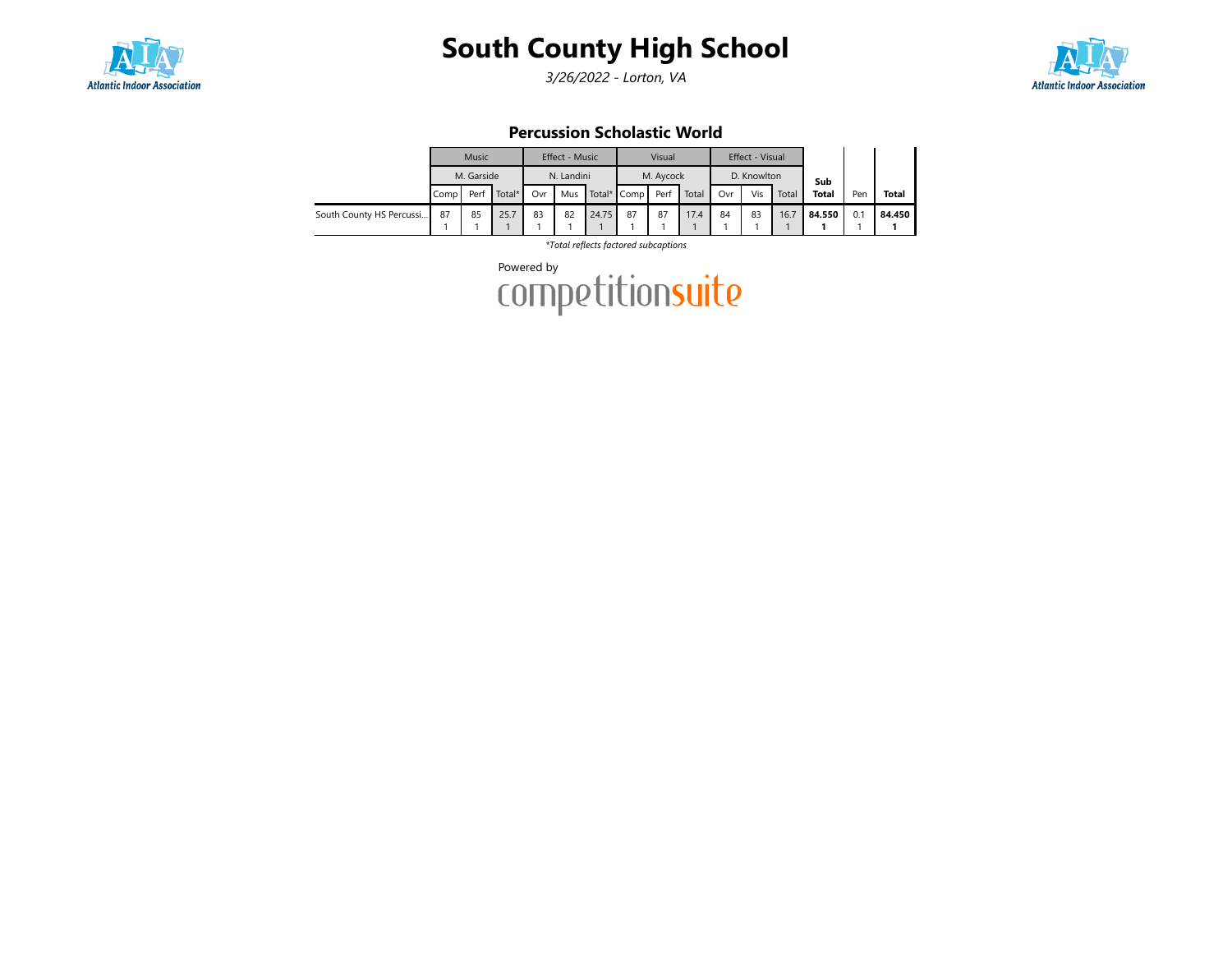# South County High School

*3/26/2022 - Lorton, VA*

## Percussion Scholastic World

| | Music | | | Effect - Music | | | Visual | | | Effect - Visual | | | Sub Total | Pen | Total |
|---|---|---|---|---|---|---|---|---|---|---|---|---|---|---|---|
| | M. Garside | | | N. Landini | | | M. Aycock | | | D. Knowlton | | | | | |
| | Comp | Perf | Total* | Ovr | Mus | Total* | Comp | Perf | Total | Ovr | Vis | Total | | | |
| South County HS Percussi... | 87<br>1 | 85<br>1 | 25.7<br>1 | 83<br>1 | 82<br>1 | 24.75<br>1 | 87<br>1 | 87<br>1 | 17.4<br>1 | 84<br>1 | 83<br>1 | 16.7<br>1 | **84.550**<br>**1** | 0.1<br>1 | **84.450**<br>**1** |

*\*Total reflects factored subcaptions*

Powered by competitionsuite